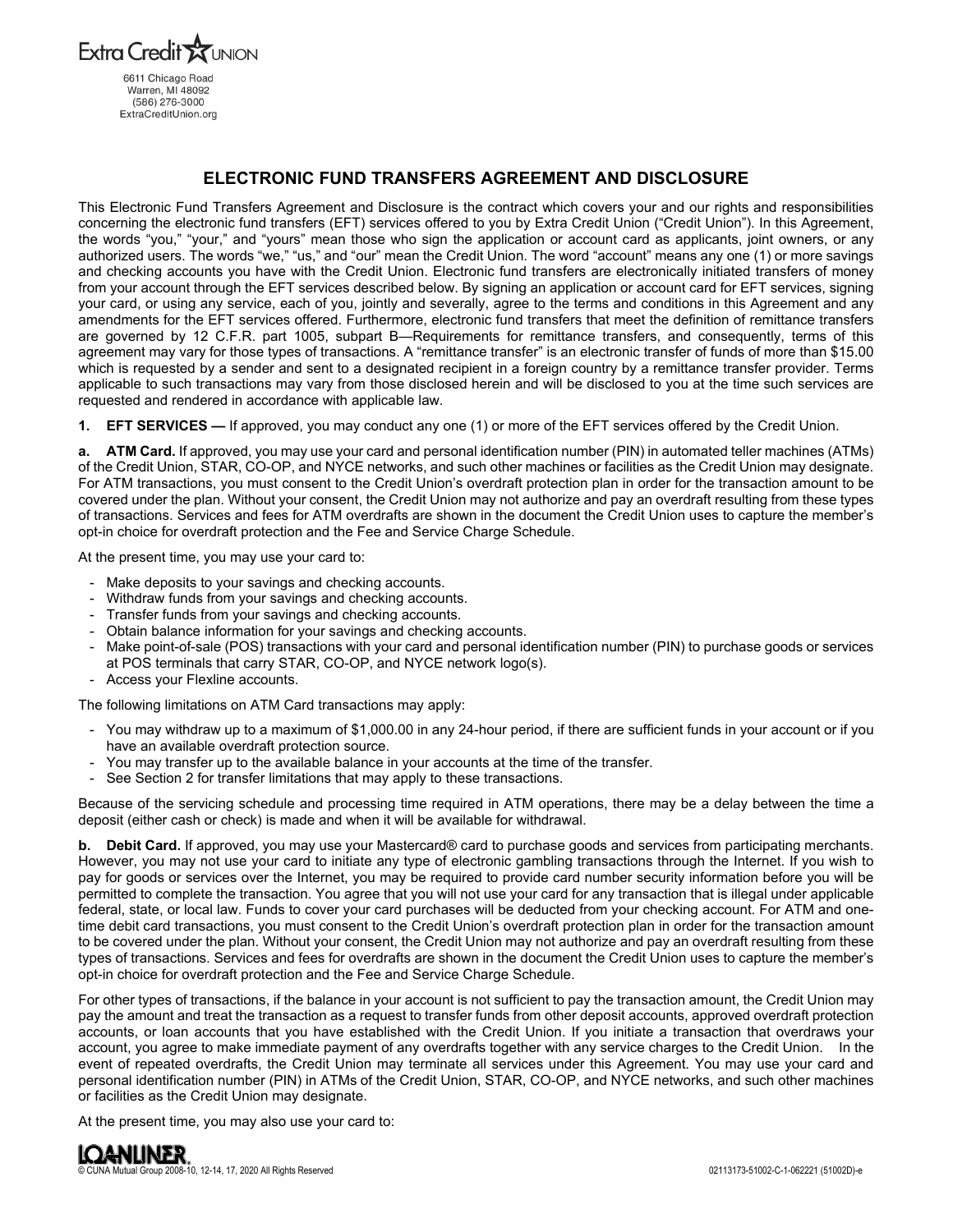Extra Credit UNION

6611 Chicago Road
Warren, MI 48092
(586) 276-3000
ExtraCreditUnion.org

# ELECTRONIC FUND TRANSFERS AGREEMENT AND DISCLOSURE

This Electronic Fund Transfers Agreement and Disclosure is the contract which covers your and our rights and responsibilities concerning the electronic fund transfers (EFT) services offered to you by Extra Credit Union ("Credit Union"). In this Agreement, the words "you," "your," and "yours" mean those who sign the application or account card as applicants, joint owners, or any authorized users. The words "we," "us," and "our" mean the Credit Union. The word "account" means any one (1) or more savings and checking accounts you have with the Credit Union. Electronic fund transfers are electronically initiated transfers of money from your account through the EFT services described below. By signing an application or account card for EFT services, signing your card, or using any service, each of you, jointly and severally, agree to the terms and conditions in this Agreement and any amendments for the EFT services offered. Furthermore, electronic fund transfers that meet the definition of remittance transfers are governed by 12 C.F.R. part 1005, subpart B—Requirements for remittance transfers, and consequently, terms of this agreement may vary for those types of transactions. A "remittance transfer" is an electronic transfer of funds of more than $15.00 which is requested by a sender and sent to a designated recipient in a foreign country by a remittance transfer provider. Terms applicable to such transactions may vary from those disclosed herein and will be disclosed to you at the time such services are requested and rendered in accordance with applicable law.

**1. EFT SERVICES —** If approved, you may conduct any one (1) or more of the EFT services offered by the Credit Union.

**a. ATM Card.** If approved, you may use your card and personal identification number (PIN) in automated teller machines (ATMs) of the Credit Union, STAR, CO-OP, and NYCE networks, and such other machines or facilities as the Credit Union may designate. For ATM transactions, you must consent to the Credit Union's overdraft protection plan in order for the transaction amount to be covered under the plan. Without your consent, the Credit Union may not authorize and pay an overdraft resulting from these types of transactions. Services and fees for ATM overdrafts are shown in the document the Credit Union uses to capture the member's opt-in choice for overdraft protection and the Fee and Service Charge Schedule.

At the present time, you may use your card to:

- Make deposits to your savings and checking accounts.
- Withdraw funds from your savings and checking accounts.
- Transfer funds from your savings and checking accounts.
- Obtain balance information for your savings and checking accounts.
- Make point-of-sale (POS) transactions with your card and personal identification number (PIN) to purchase goods or services at POS terminals that carry STAR, CO-OP, and NYCE network logo(s).
- Access your Flexline accounts.

The following limitations on ATM Card transactions may apply:

- You may withdraw up to a maximum of $1,000.00 in any 24-hour period, if there are sufficient funds in your account or if you have an available overdraft protection source.
- You may transfer up to the available balance in your accounts at the time of the transfer.
- See Section 2 for transfer limitations that may apply to these transactions.

Because of the servicing schedule and processing time required in ATM operations, there may be a delay between the time a deposit (either cash or check) is made and when it will be available for withdrawal.

**b. Debit Card.** If approved, you may use your Mastercard® card to purchase goods and services from participating merchants. However, you may not use your card to initiate any type of electronic gambling transactions through the Internet. If you wish to pay for goods or services over the Internet, you may be required to provide card number security information before you will be permitted to complete the transaction. You agree that you will not use your card for any transaction that is illegal under applicable federal, state, or local law. Funds to cover your card purchases will be deducted from your checking account. For ATM and one-time debit card transactions, you must consent to the Credit Union's overdraft protection plan in order for the transaction amount to be covered under the plan. Without your consent, the Credit Union may not authorize and pay an overdraft resulting from these types of transactions. Services and fees for overdrafts are shown in the document the Credit Union uses to capture the member's opt-in choice for overdraft protection and the Fee and Service Charge Schedule.

For other types of transactions, if the balance in your account is not sufficient to pay the transaction amount, the Credit Union may pay the amount and treat the transaction as a request to transfer funds from other deposit accounts, approved overdraft protection accounts, or loan accounts that you have established with the Credit Union. If you initiate a transaction that overdraws your account, you agree to make immediate payment of any overdrafts together with any service charges to the Credit Union. In the event of repeated overdrafts, the Credit Union may terminate all services under this Agreement. You may use your card and personal identification number (PIN) in ATMs of the Credit Union, STAR, CO-OP, and NYCE networks, and such other machines or facilities as the Credit Union may designate.

At the present time, you may also use your card to:

LOANLINER

© CUNA Mutual Group 2008-10, 12-14, 17, 2020 All Rights Reserved 02113173-51002-C-1-062221 (51002D)-e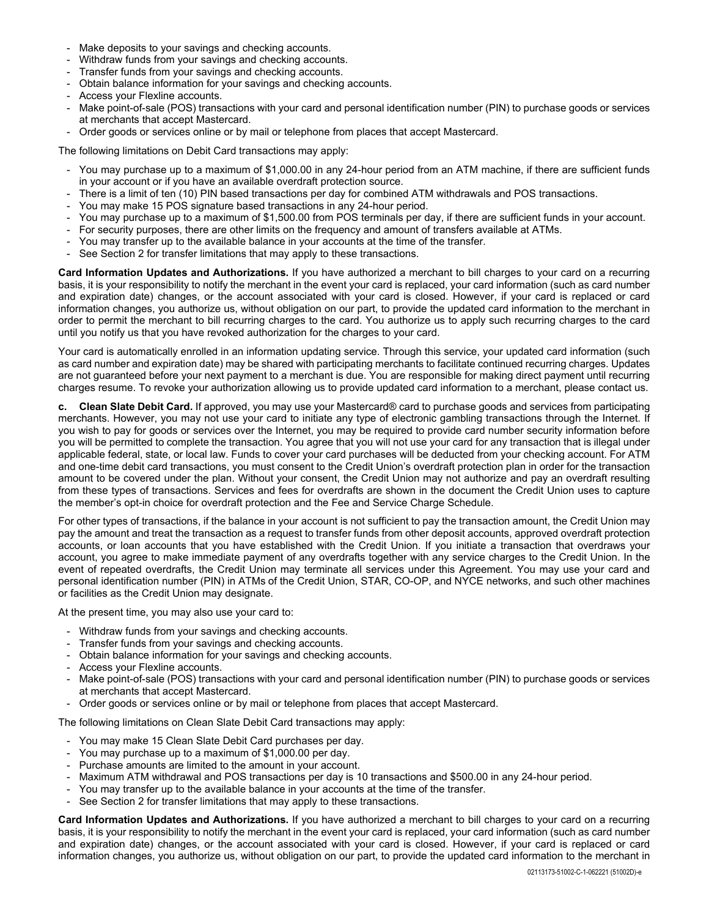- Make deposits to your savings and checking accounts.
- Withdraw funds from your savings and checking accounts.
- Transfer funds from your savings and checking accounts.
- Obtain balance information for your savings and checking accounts.
- Access your Flexline accounts.
- Make point-of-sale (POS) transactions with your card and personal identification number (PIN) to purchase goods or services at merchants that accept Mastercard.
- Order goods or services online or by mail or telephone from places that accept Mastercard.

The following limitations on Debit Card transactions may apply:

- You may purchase up to a maximum of $1,000.00 in any 24-hour period from an ATM machine, if there are sufficient funds in your account or if you have an available overdraft protection source.
- There is a limit of ten (10) PIN based transactions per day for combined ATM withdrawals and POS transactions.
- You may make 15 POS signature based transactions in any 24-hour period.
- You may purchase up to a maximum of $1,500.00 from POS terminals per day, if there are sufficient funds in your account.
- For security purposes, there are other limits on the frequency and amount of transfers available at ATMs.
- You may transfer up to the available balance in your accounts at the time of the transfer.
- See Section 2 for transfer limitations that may apply to these transactions.

**Card Information Updates and Authorizations.** If you have authorized a merchant to bill charges to your card on a recurring basis, it is your responsibility to notify the merchant in the event your card is replaced, your card information (such as card number and expiration date) changes, or the account associated with your card is closed. However, if your card is replaced or card information changes, you authorize us, without obligation on our part, to provide the updated card information to the merchant in order to permit the merchant to bill recurring charges to the card. You authorize us to apply such recurring charges to the card until you notify us that you have revoked authorization for the charges to your card.

Your card is automatically enrolled in an information updating service. Through this service, your updated card information (such as card number and expiration date) may be shared with participating merchants to facilitate continued recurring charges. Updates are not guaranteed before your next payment to a merchant is due. You are responsible for making direct payment until recurring charges resume. To revoke your authorization allowing us to provide updated card information to a merchant, please contact us.

**c. Clean Slate Debit Card.** If approved, you may use your Mastercard® card to purchase goods and services from participating merchants. However, you may not use your card to initiate any type of electronic gambling transactions through the Internet. If you wish to pay for goods or services over the Internet, you may be required to provide card number security information before you will be permitted to complete the transaction. You agree that you will not use your card for any transaction that is illegal under applicable federal, state, or local law. Funds to cover your card purchases will be deducted from your checking account. For ATM and one-time debit card transactions, you must consent to the Credit Union's overdraft protection plan in order for the transaction amount to be covered under the plan. Without your consent, the Credit Union may not authorize and pay an overdraft resulting from these types of transactions. Services and fees for overdrafts are shown in the document the Credit Union uses to capture the member's opt-in choice for overdraft protection and the Fee and Service Charge Schedule.

For other types of transactions, if the balance in your account is not sufficient to pay the transaction amount, the Credit Union may pay the amount and treat the transaction as a request to transfer funds from other deposit accounts, approved overdraft protection accounts, or loan accounts that you have established with the Credit Union. If you initiate a transaction that overdraws your account, you agree to make immediate payment of any overdrafts together with any service charges to the Credit Union. In the event of repeated overdrafts, the Credit Union may terminate all services under this Agreement. You may use your card and personal identification number (PIN) in ATMs of the Credit Union, STAR, CO-OP, and NYCE networks, and such other machines or facilities as the Credit Union may designate.

At the present time, you may also use your card to:

- Withdraw funds from your savings and checking accounts.
- Transfer funds from your savings and checking accounts.
- Obtain balance information for your savings and checking accounts.
- Access your Flexline accounts.
- Make point-of-sale (POS) transactions with your card and personal identification number (PIN) to purchase goods or services at merchants that accept Mastercard.
- Order goods or services online or by mail or telephone from places that accept Mastercard.

The following limitations on Clean Slate Debit Card transactions may apply:

- You may make 15 Clean Slate Debit Card purchases per day.
- You may purchase up to a maximum of $1,000.00 per day.
- Purchase amounts are limited to the amount in your account.
- Maximum ATM withdrawal and POS transactions per day is 10 transactions and $500.00 in any 24-hour period.
- You may transfer up to the available balance in your accounts at the time of the transfer.
- See Section 2 for transfer limitations that may apply to these transactions.

**Card Information Updates and Authorizations.** If you have authorized a merchant to bill charges to your card on a recurring basis, it is your responsibility to notify the merchant in the event your card is replaced, your card information (such as card number and expiration date) changes, or the account associated with your card is closed. However, if your card is replaced or card information changes, you authorize us, without obligation on our part, to provide the updated card information to the merchant in

02113173-51002-C-1-062221 (51002D)-e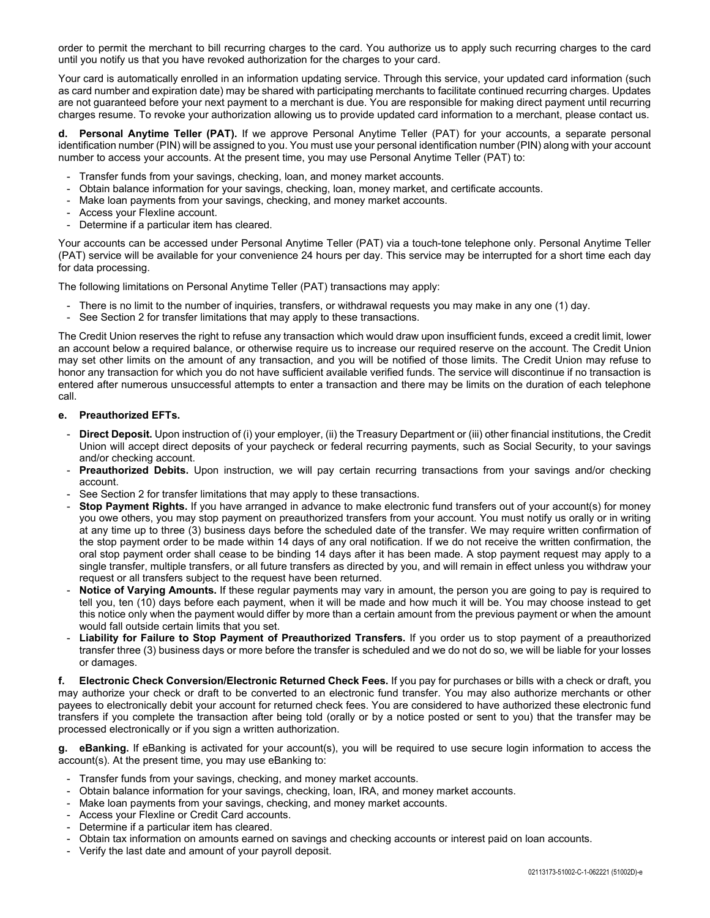order to permit the merchant to bill recurring charges to the card. You authorize us to apply such recurring charges to the card until you notify us that you have revoked authorization for the charges to your card.

Your card is automatically enrolled in an information updating service. Through this service, your updated card information (such as card number and expiration date) may be shared with participating merchants to facilitate continued recurring charges. Updates are not guaranteed before your next payment to a merchant is due. You are responsible for making direct payment until recurring charges resume. To revoke your authorization allowing us to provide updated card information to a merchant, please contact us.

**d. Personal Anytime Teller (PAT).** If we approve Personal Anytime Teller (PAT) for your accounts, a separate personal identification number (PIN) will be assigned to you. You must use your personal identification number (PIN) along with your account number to access your accounts. At the present time, you may use Personal Anytime Teller (PAT) to:

- Transfer funds from your savings, checking, loan, and money market accounts.
- Obtain balance information for your savings, checking, loan, money market, and certificate accounts.
- Make loan payments from your savings, checking, and money market accounts.
- Access your Flexline account.
- Determine if a particular item has cleared.

Your accounts can be accessed under Personal Anytime Teller (PAT) via a touch-tone telephone only. Personal Anytime Teller (PAT) service will be available for your convenience 24 hours per day. This service may be interrupted for a short time each day for data processing.

The following limitations on Personal Anytime Teller (PAT) transactions may apply:

- There is no limit to the number of inquiries, transfers, or withdrawal requests you may make in any one (1) day.
- See Section 2 for transfer limitations that may apply to these transactions.

The Credit Union reserves the right to refuse any transaction which would draw upon insufficient funds, exceed a credit limit, lower an account below a required balance, or otherwise require us to increase our required reserve on the account. The Credit Union may set other limits on the amount of any transaction, and you will be notified of those limits. The Credit Union may refuse to honor any transaction for which you do not have sufficient available verified funds. The service will discontinue if no transaction is entered after numerous unsuccessful attempts to enter a transaction and there may be limits on the duration of each telephone call.

**e. Preauthorized EFTs.**

- **Direct Deposit.** Upon instruction of (i) your employer, (ii) the Treasury Department or (iii) other financial institutions, the Credit Union will accept direct deposits of your paycheck or federal recurring payments, such as Social Security, to your savings and/or checking account.
- **Preauthorized Debits.** Upon instruction, we will pay certain recurring transactions from your savings and/or checking account.
- See Section 2 for transfer limitations that may apply to these transactions.
- **Stop Payment Rights.** If you have arranged in advance to make electronic fund transfers out of your account(s) for money you owe others, you may stop payment on preauthorized transfers from your account. You must notify us orally or in writing at any time up to three (3) business days before the scheduled date of the transfer. We may require written confirmation of the stop payment order to be made within 14 days of any oral notification. If we do not receive the written confirmation, the oral stop payment order shall cease to be binding 14 days after it has been made. A stop payment request may apply to a single transfer, multiple transfers, or all future transfers as directed by you, and will remain in effect unless you withdraw your request or all transfers subject to the request have been returned.
- **Notice of Varying Amounts.** If these regular payments may vary in amount, the person you are going to pay is required to tell you, ten (10) days before each payment, when it will be made and how much it will be. You may choose instead to get this notice only when the payment would differ by more than a certain amount from the previous payment or when the amount would fall outside certain limits that you set.
- **Liability for Failure to Stop Payment of Preauthorized Transfers.** If you order us to stop payment of a preauthorized transfer three (3) business days or more before the transfer is scheduled and we do not do so, we will be liable for your losses or damages.

**f. Electronic Check Conversion/Electronic Returned Check Fees.** If you pay for purchases or bills with a check or draft, you may authorize your check or draft to be converted to an electronic fund transfer. You may also authorize merchants or other payees to electronically debit your account for returned check fees. You are considered to have authorized these electronic fund transfers if you complete the transaction after being told (orally or by a notice posted or sent to you) that the transfer may be processed electronically or if you sign a written authorization.

**g. eBanking.** If eBanking is activated for your account(s), you will be required to use secure login information to access the account(s). At the present time, you may use eBanking to:

- Transfer funds from your savings, checking, and money market accounts.
- Obtain balance information for your savings, checking, loan, IRA, and money market accounts.
- Make loan payments from your savings, checking, and money market accounts.
- Access your Flexline or Credit Card accounts.
- Determine if a particular item has cleared.
- Obtain tax information on amounts earned on savings and checking accounts or interest paid on loan accounts.
- Verify the last date and amount of your payroll deposit.

02113173-51002-C-1-062221 (51002D)-e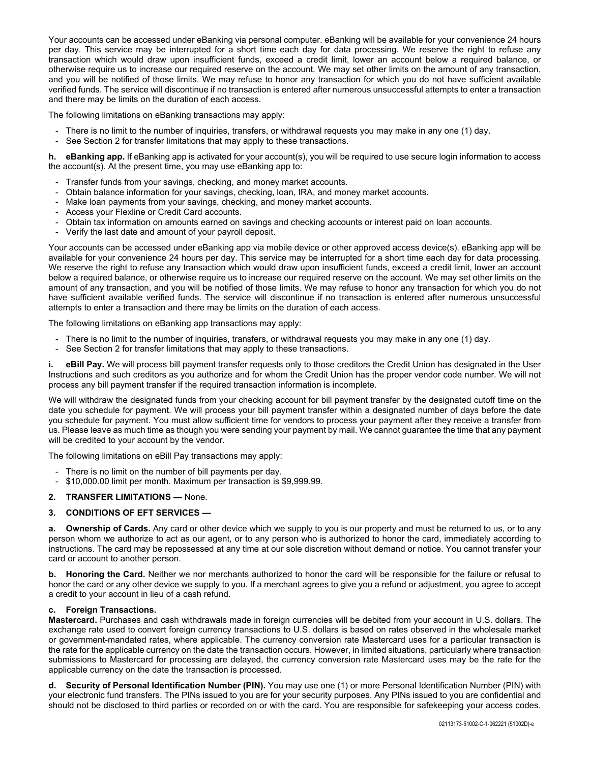Your accounts can be accessed under eBanking via personal computer. eBanking will be available for your convenience 24 hours per day. This service may be interrupted for a short time each day for data processing. We reserve the right to refuse any transaction which would draw upon insufficient funds, exceed a credit limit, lower an account below a required balance, or otherwise require us to increase our required reserve on the account. We may set other limits on the amount of any transaction, and you will be notified of those limits. We may refuse to honor any transaction for which you do not have sufficient available verified funds. The service will discontinue if no transaction is entered after numerous unsuccessful attempts to enter a transaction and there may be limits on the duration of each access.

The following limitations on eBanking transactions may apply:

- There is no limit to the number of inquiries, transfers, or withdrawal requests you may make in any one (1) day.
- See Section 2 for transfer limitations that may apply to these transactions.

**h. eBanking app.** If eBanking app is activated for your account(s), you will be required to use secure login information to access the account(s). At the present time, you may use eBanking app to:

- Transfer funds from your savings, checking, and money market accounts.
- Obtain balance information for your savings, checking, loan, IRA, and money market accounts.
- Make loan payments from your savings, checking, and money market accounts.
- Access your Flexline or Credit Card accounts.
- Obtain tax information on amounts earned on savings and checking accounts or interest paid on loan accounts.
- Verify the last date and amount of your payroll deposit.

Your accounts can be accessed under eBanking app via mobile device or other approved access device(s). eBanking app will be available for your convenience 24 hours per day. This service may be interrupted for a short time each day for data processing. We reserve the right to refuse any transaction which would draw upon insufficient funds, exceed a credit limit, lower an account below a required balance, or otherwise require us to increase our required reserve on the account. We may set other limits on the amount of any transaction, and you will be notified of those limits. We may refuse to honor any transaction for which you do not have sufficient available verified funds. The service will discontinue if no transaction is entered after numerous unsuccessful attempts to enter a transaction and there may be limits on the duration of each access.

The following limitations on eBanking app transactions may apply:

- There is no limit to the number of inquiries, transfers, or withdrawal requests you may make in any one (1) day.
- See Section 2 for transfer limitations that may apply to these transactions.

**i. eBill Pay.** We will process bill payment transfer requests only to those creditors the Credit Union has designated in the User Instructions and such creditors as you authorize and for whom the Credit Union has the proper vendor code number. We will not process any bill payment transfer if the required transaction information is incomplete.

We will withdraw the designated funds from your checking account for bill payment transfer by the designated cutoff time on the date you schedule for payment. We will process your bill payment transfer within a designated number of days before the date you schedule for payment. You must allow sufficient time for vendors to process your payment after they receive a transfer from us. Please leave as much time as though you were sending your payment by mail. We cannot guarantee the time that any payment will be credited to your account by the vendor.

The following limitations on eBill Pay transactions may apply:

- There is no limit on the number of bill payments per day.
- $10,000.00 limit per month. Maximum per transaction is $9,999.99.

**2. TRANSFER LIMITATIONS —** None.

**3. CONDITIONS OF EFT SERVICES —**

**a. Ownership of Cards.** Any card or other device which we supply to you is our property and must be returned to us, or to any person whom we authorize to act as our agent, or to any person who is authorized to honor the card, immediately according to instructions. The card may be repossessed at any time at our sole discretion without demand or notice. You cannot transfer your card or account to another person.

**b. Honoring the Card.** Neither we nor merchants authorized to honor the card will be responsible for the failure or refusal to honor the card or any other device we supply to you. If a merchant agrees to give you a refund or adjustment, you agree to accept a credit to your account in lieu of a cash refund.

**c. Foreign Transactions.**
**Mastercard.** Purchases and cash withdrawals made in foreign currencies will be debited from your account in U.S. dollars. The exchange rate used to convert foreign currency transactions to U.S. dollars is based on rates observed in the wholesale market or government-mandated rates, where applicable. The currency conversion rate Mastercard uses for a particular transaction is the rate for the applicable currency on the date the transaction occurs. However, in limited situations, particularly where transaction submissions to Mastercard for processing are delayed, the currency conversion rate Mastercard uses may be the rate for the applicable currency on the date the transaction is processed.

**d. Security of Personal Identification Number (PIN).** You may use one (1) or more Personal Identification Number (PIN) with your electronic fund transfers. The PINs issued to you are for your security purposes. Any PINs issued to you are confidential and should not be disclosed to third parties or recorded on or with the card. You are responsible for safekeeping your access codes.

02113173-51002-C-1-062221 (51002D)-e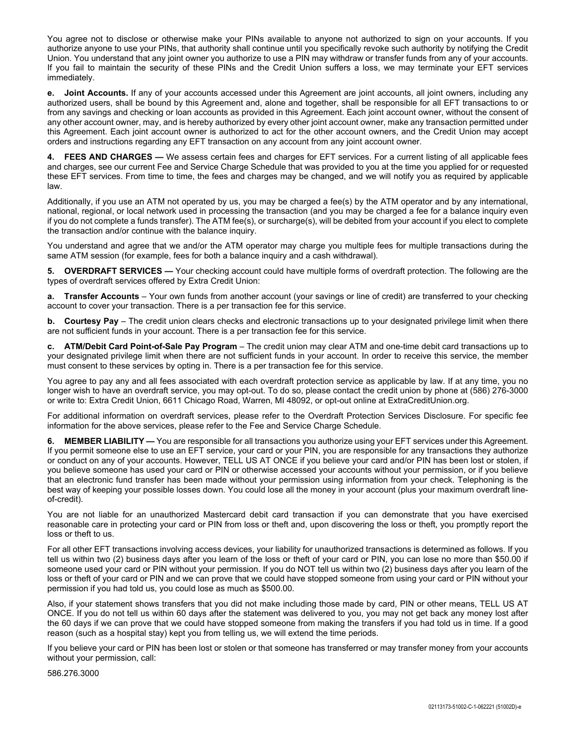You agree not to disclose or otherwise make your PINs available to anyone not authorized to sign on your accounts. If you authorize anyone to use your PINs, that authority shall continue until you specifically revoke such authority by notifying the Credit Union. You understand that any joint owner you authorize to use a PIN may withdraw or transfer funds from any of your accounts. If you fail to maintain the security of these PINs and the Credit Union suffers a loss, we may terminate your EFT services immediately.

**e. Joint Accounts.** If any of your accounts accessed under this Agreement are joint accounts, all joint owners, including any authorized users, shall be bound by this Agreement and, alone and together, shall be responsible for all EFT transactions to or from any savings and checking or loan accounts as provided in this Agreement. Each joint account owner, without the consent of any other account owner, may, and is hereby authorized by every other joint account owner, make any transaction permitted under this Agreement. Each joint account owner is authorized to act for the other account owners, and the Credit Union may accept orders and instructions regarding any EFT transaction on any account from any joint account owner.

**4. FEES AND CHARGES —** We assess certain fees and charges for EFT services. For a current listing of all applicable fees and charges, see our current Fee and Service Charge Schedule that was provided to you at the time you applied for or requested these EFT services. From time to time, the fees and charges may be changed, and we will notify you as required by applicable law.

Additionally, if you use an ATM not operated by us, you may be charged a fee(s) by the ATM operator and by any international, national, regional, or local network used in processing the transaction (and you may be charged a fee for a balance inquiry even if you do not complete a funds transfer). The ATM fee(s), or surcharge(s), will be debited from your account if you elect to complete the transaction and/or continue with the balance inquiry.

You understand and agree that we and/or the ATM operator may charge you multiple fees for multiple transactions during the same ATM session (for example, fees for both a balance inquiry and a cash withdrawal).

**5. OVERDRAFT SERVICES —** Your checking account could have multiple forms of overdraft protection. The following are the types of overdraft services offered by Extra Credit Union:

**a. Transfer Accounts** – Your own funds from another account (your savings or line of credit) are transferred to your checking account to cover your transaction. There is a per transaction fee for this service.

**b. Courtesy Pay** – The credit union clears checks and electronic transactions up to your designated privilege limit when there are not sufficient funds in your account. There is a per transaction fee for this service.

**c. ATM/Debit Card Point-of-Sale Pay Program** – The credit union may clear ATM and one-time debit card transactions up to your designated privilege limit when there are not sufficient funds in your account. In order to receive this service, the member must consent to these services by opting in. There is a per transaction fee for this service.

You agree to pay any and all fees associated with each overdraft protection service as applicable by law. If at any time, you no longer wish to have an overdraft service, you may opt-out. To do so, please contact the credit union by phone at (586) 276-3000 or write to: Extra Credit Union, 6611 Chicago Road, Warren, MI 48092, or opt-out online at ExtraCreditUnion.org.

For additional information on overdraft services, please refer to the Overdraft Protection Services Disclosure. For specific fee information for the above services, please refer to the Fee and Service Charge Schedule.

**6. MEMBER LIABILITY —** You are responsible for all transactions you authorize using your EFT services under this Agreement. If you permit someone else to use an EFT service, your card or your PIN, you are responsible for any transactions they authorize or conduct on any of your accounts. However, TELL US AT ONCE if you believe your card and/or PIN has been lost or stolen, if you believe someone has used your card or PIN or otherwise accessed your accounts without your permission, or if you believe that an electronic fund transfer has been made without your permission using information from your check. Telephoning is the best way of keeping your possible losses down. You could lose all the money in your account (plus your maximum overdraft line-of-credit).

You are not liable for an unauthorized Mastercard debit card transaction if you can demonstrate that you have exercised reasonable care in protecting your card or PIN from loss or theft and, upon discovering the loss or theft, you promptly report the loss or theft to us.

For all other EFT transactions involving access devices, your liability for unauthorized transactions is determined as follows. If you tell us within two (2) business days after you learn of the loss or theft of your card or PIN, you can lose no more than $50.00 if someone used your card or PIN without your permission. If you do NOT tell us within two (2) business days after you learn of the loss or theft of your card or PIN and we can prove that we could have stopped someone from using your card or PIN without your permission if you had told us, you could lose as much as $500.00.

Also, if your statement shows transfers that you did not make including those made by card, PIN or other means, TELL US AT ONCE. If you do not tell us within 60 days after the statement was delivered to you, you may not get back any money lost after the 60 days if we can prove that we could have stopped someone from making the transfers if you had told us in time. If a good reason (such as a hospital stay) kept you from telling us, we will extend the time periods.

If you believe your card or PIN has been lost or stolen or that someone has transferred or may transfer money from your accounts without your permission, call:

586.276.3000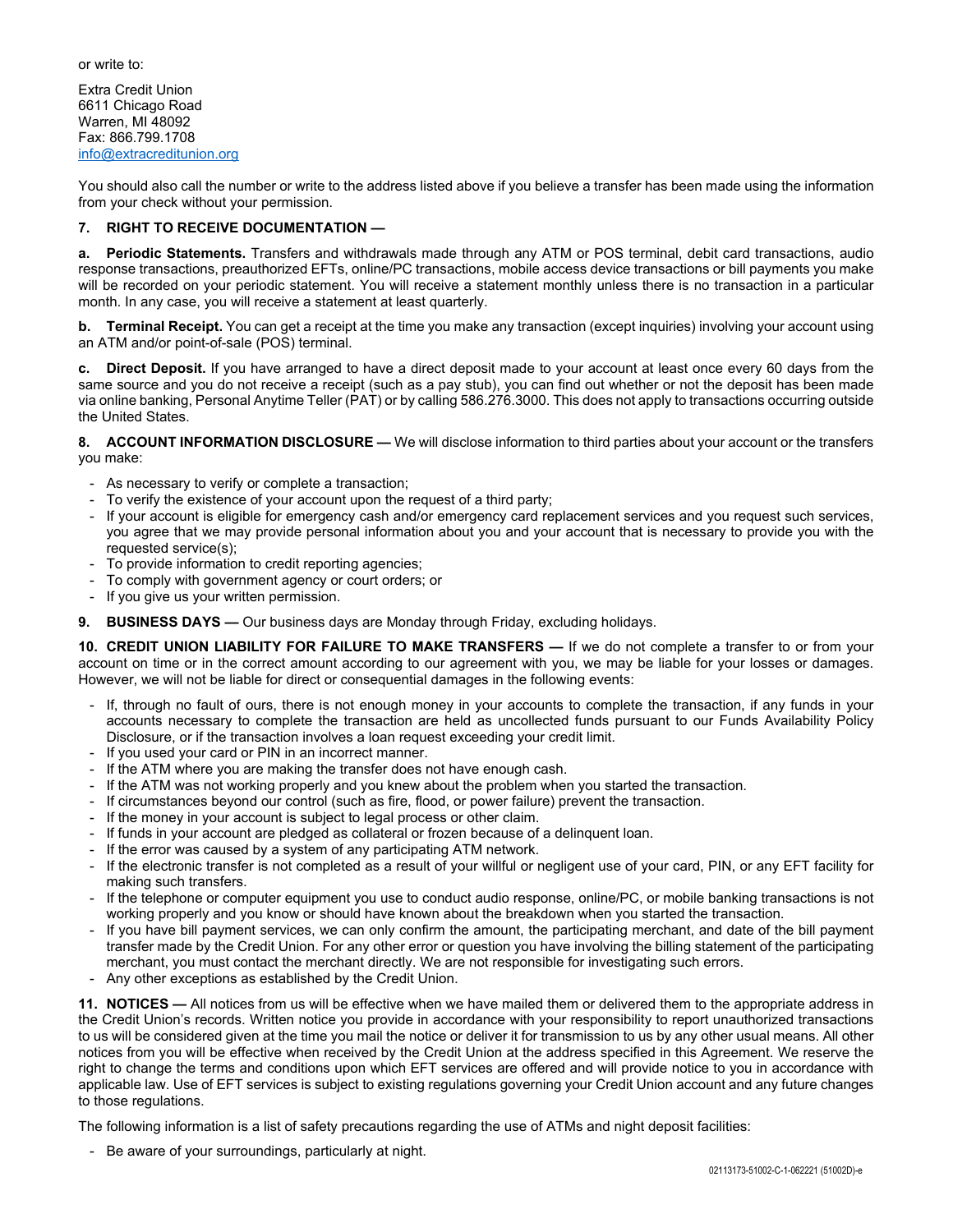or write to:

Extra Credit Union  
6611 Chicago Road  
Warren, MI 48092  
Fax: 866.799.1708  
info@extracreditunion.org

You should also call the number or write to the address listed above if you believe a transfer has been made using the information from your check without your permission.

**7. RIGHT TO RECEIVE DOCUMENTATION —**

**a. Periodic Statements.** Transfers and withdrawals made through any ATM or POS terminal, debit card transactions, audio response transactions, preauthorized EFTs, online/PC transactions, mobile access device transactions or bill payments you make will be recorded on your periodic statement. You will receive a statement monthly unless there is no transaction in a particular month. In any case, you will receive a statement at least quarterly.

**b. Terminal Receipt.** You can get a receipt at the time you make any transaction (except inquiries) involving your account using an ATM and/or point-of-sale (POS) terminal.

**c. Direct Deposit.** If you have arranged to have a direct deposit made to your account at least once every 60 days from the same source and you do not receive a receipt (such as a pay stub), you can find out whether or not the deposit has been made via online banking, Personal Anytime Teller (PAT) or by calling 586.276.3000. This does not apply to transactions occurring outside the United States.

**8. ACCOUNT INFORMATION DISCLOSURE —** We will disclose information to third parties about your account or the transfers you make:

- As necessary to verify or complete a transaction;
- To verify the existence of your account upon the request of a third party;
- If your account is eligible for emergency cash and/or emergency card replacement services and you request such services, you agree that we may provide personal information about you and your account that is necessary to provide you with the requested service(s);
- To provide information to credit reporting agencies;
- To comply with government agency or court orders; or
- If you give us your written permission.

**9. BUSINESS DAYS —** Our business days are Monday through Friday, excluding holidays.

**10. CREDIT UNION LIABILITY FOR FAILURE TO MAKE TRANSFERS —** If we do not complete a transfer to or from your account on time or in the correct amount according to our agreement with you, we may be liable for your losses or damages. However, we will not be liable for direct or consequential damages in the following events:

- If, through no fault of ours, there is not enough money in your accounts to complete the transaction, if any funds in your accounts necessary to complete the transaction are held as uncollected funds pursuant to our Funds Availability Policy Disclosure, or if the transaction involves a loan request exceeding your credit limit.
- If you used your card or PIN in an incorrect manner.
- If the ATM where you are making the transfer does not have enough cash.
- If the ATM was not working properly and you knew about the problem when you started the transaction.
- If circumstances beyond our control (such as fire, flood, or power failure) prevent the transaction.
- If the money in your account is subject to legal process or other claim.
- If funds in your account are pledged as collateral or frozen because of a delinquent loan.
- If the error was caused by a system of any participating ATM network.
- If the electronic transfer is not completed as a result of your willful or negligent use of your card, PIN, or any EFT facility for making such transfers.
- If the telephone or computer equipment you use to conduct audio response, online/PC, or mobile banking transactions is not working properly and you know or should have known about the breakdown when you started the transaction.
- If you have bill payment services, we can only confirm the amount, the participating merchant, and date of the bill payment transfer made by the Credit Union. For any other error or question you have involving the billing statement of the participating merchant, you must contact the merchant directly. We are not responsible for investigating such errors.
- Any other exceptions as established by the Credit Union.

**11. NOTICES —** All notices from us will be effective when we have mailed them or delivered them to the appropriate address in the Credit Union's records. Written notice you provide in accordance with your responsibility to report unauthorized transactions to us will be considered given at the time you mail the notice or deliver it for transmission to us by any other usual means. All other notices from you will be effective when received by the Credit Union at the address specified in this Agreement. We reserve the right to change the terms and conditions upon which EFT services are offered and will provide notice to you in accordance with applicable law. Use of EFT services is subject to existing regulations governing your Credit Union account and any future changes to those regulations.

The following information is a list of safety precautions regarding the use of ATMs and night deposit facilities:

- Be aware of your surroundings, particularly at night.

02113173-51002-C-1-062221 (51002D)-e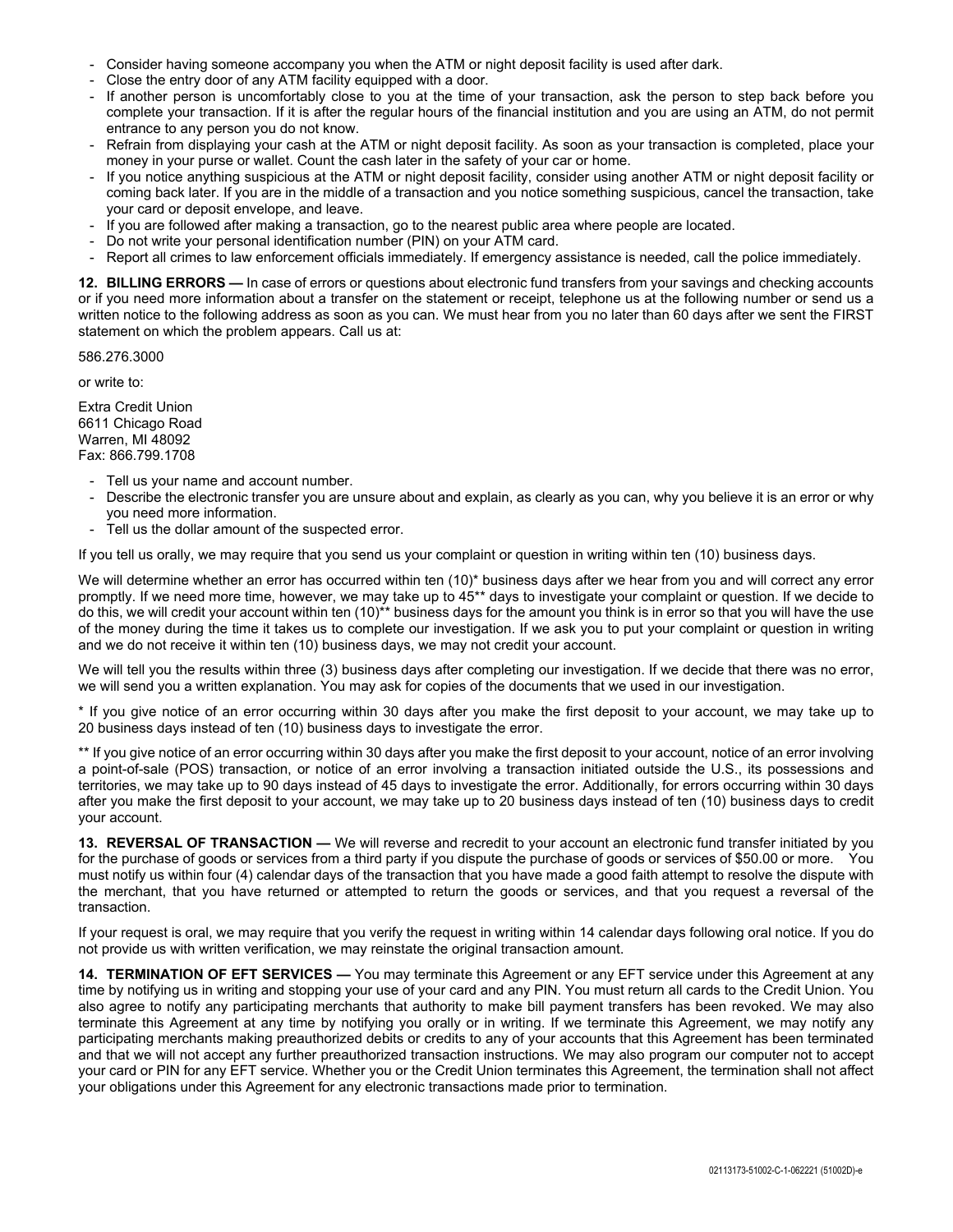- Consider having someone accompany you when the ATM or night deposit facility is used after dark.
- Close the entry door of any ATM facility equipped with a door.
- If another person is uncomfortably close to you at the time of your transaction, ask the person to step back before you complete your transaction. If it is after the regular hours of the financial institution and you are using an ATM, do not permit entrance to any person you do not know.
- Refrain from displaying your cash at the ATM or night deposit facility. As soon as your transaction is completed, place your money in your purse or wallet. Count the cash later in the safety of your car or home.
- If you notice anything suspicious at the ATM or night deposit facility, consider using another ATM or night deposit facility or coming back later. If you are in the middle of a transaction and you notice something suspicious, cancel the transaction, take your card or deposit envelope, and leave.
- If you are followed after making a transaction, go to the nearest public area where people are located.
- Do not write your personal identification number (PIN) on your ATM card.
- Report all crimes to law enforcement officials immediately. If emergency assistance is needed, call the police immediately.

**12. BILLING ERRORS —** In case of errors or questions about electronic fund transfers from your savings and checking accounts or if you need more information about a transfer on the statement or receipt, telephone us at the following number or send us a written notice to the following address as soon as you can. We must hear from you no later than 60 days after we sent the FIRST statement on which the problem appears. Call us at:

586.276.3000

or write to:

Extra Credit Union  
6611 Chicago Road  
Warren, MI 48092  
Fax: 866.799.1708

- Tell us your name and account number.
- Describe the electronic transfer you are unsure about and explain, as clearly as you can, why you believe it is an error or why you need more information.
- Tell us the dollar amount of the suspected error.

If you tell us orally, we may require that you send us your complaint or question in writing within ten (10) business days.

We will determine whether an error has occurred within ten (10)* business days after we hear from you and will correct any error promptly. If we need more time, however, we may take up to 45** days to investigate your complaint or question. If we decide to do this, we will credit your account within ten (10)** business days for the amount you think is in error so that you will have the use of the money during the time it takes us to complete our investigation. If we ask you to put your complaint or question in writing and we do not receive it within ten (10) business days, we may not credit your account.

We will tell you the results within three (3) business days after completing our investigation. If we decide that there was no error, we will send you a written explanation. You may ask for copies of the documents that we used in our investigation.

* If you give notice of an error occurring within 30 days after you make the first deposit to your account, we may take up to 20 business days instead of ten (10) business days to investigate the error.

** If you give notice of an error occurring within 30 days after you make the first deposit to your account, notice of an error involving a point-of-sale (POS) transaction, or notice of an error involving a transaction initiated outside the U.S., its possessions and territories, we may take up to 90 days instead of 45 days to investigate the error. Additionally, for errors occurring within 30 days after you make the first deposit to your account, we may take up to 20 business days instead of ten (10) business days to credit your account.

**13. REVERSAL OF TRANSACTION —** We will reverse and recredit to your account an electronic fund transfer initiated by you for the purchase of goods or services from a third party if you dispute the purchase of goods or services of $50.00 or more. You must notify us within four (4) calendar days of the transaction that you have made a good faith attempt to resolve the dispute with the merchant, that you have returned or attempted to return the goods or services, and that you request a reversal of the transaction.

If your request is oral, we may require that you verify the request in writing within 14 calendar days following oral notice. If you do not provide us with written verification, we may reinstate the original transaction amount.

**14. TERMINATION OF EFT SERVICES —** You may terminate this Agreement or any EFT service under this Agreement at any time by notifying us in writing and stopping your use of your card and any PIN. You must return all cards to the Credit Union. You also agree to notify any participating merchants that authority to make bill payment transfers has been revoked. We may also terminate this Agreement at any time by notifying you orally or in writing. If we terminate this Agreement, we may notify any participating merchants making preauthorized debits or credits to any of your accounts that this Agreement has been terminated and that we will not accept any further preauthorized transaction instructions. We may also program our computer not to accept your card or PIN for any EFT service. Whether you or the Credit Union terminates this Agreement, the termination shall not affect your obligations under this Agreement for any electronic transactions made prior to termination.

02113173-51002-C-1-062221 (51002D)-e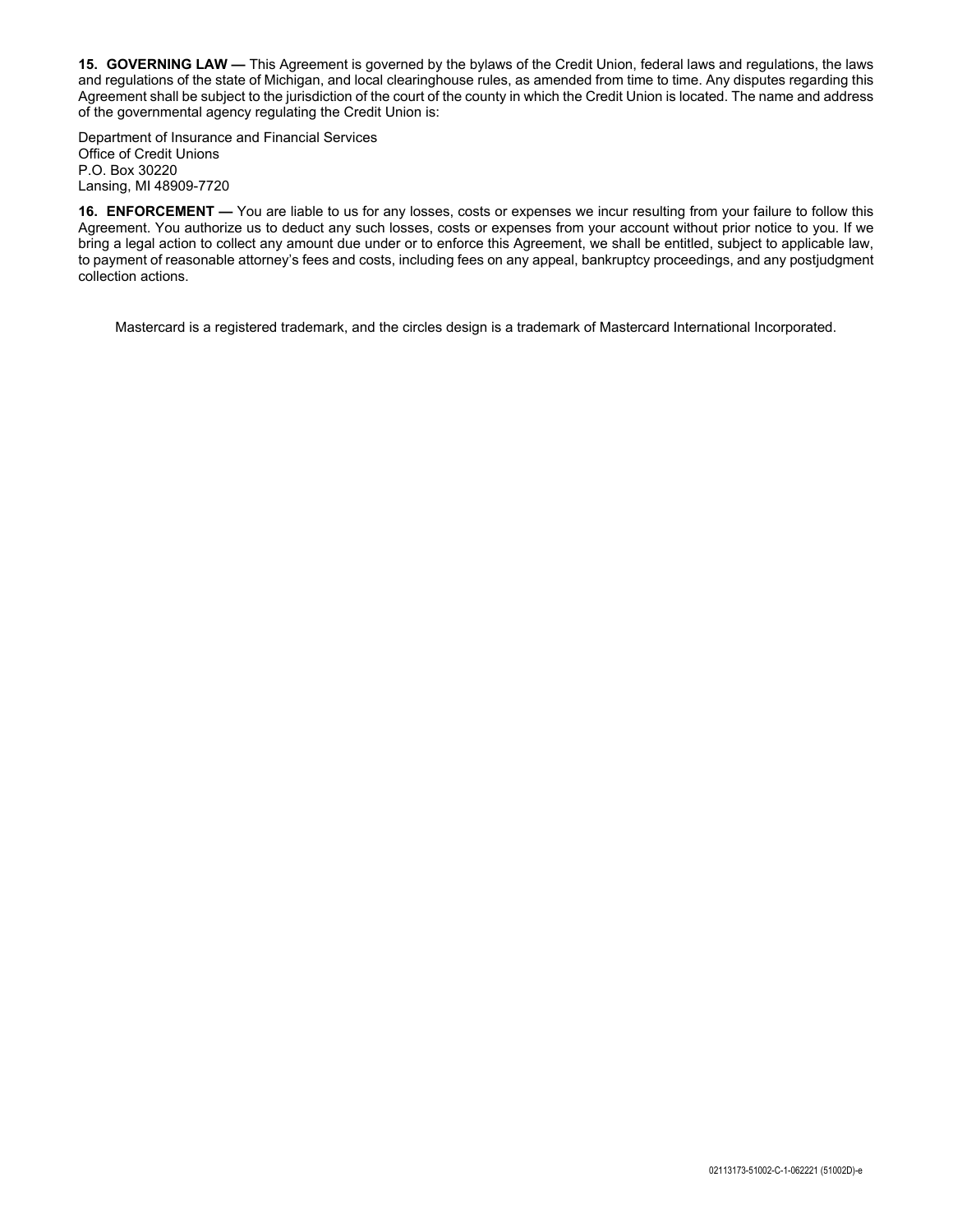**15. GOVERNING LAW —** This Agreement is governed by the bylaws of the Credit Union, federal laws and regulations, the laws and regulations of the state of Michigan, and local clearinghouse rules, as amended from time to time. Any disputes regarding this Agreement shall be subject to the jurisdiction of the court of the county in which the Credit Union is located. The name and address of the governmental agency regulating the Credit Union is:

Department of Insurance and Financial Services
Office of Credit Unions
P.O. Box 30220
Lansing, MI 48909-7720

**16. ENFORCEMENT —** You are liable to us for any losses, costs or expenses we incur resulting from your failure to follow this Agreement. You authorize us to deduct any such losses, costs or expenses from your account without prior notice to you. If we bring a legal action to collect any amount due under or to enforce this Agreement, we shall be entitled, subject to applicable law, to payment of reasonable attorney's fees and costs, including fees on any appeal, bankruptcy proceedings, and any postjudgment collection actions.

Mastercard is a registered trademark, and the circles design is a trademark of Mastercard International Incorporated.

02113173-51002-C-1-062221 (51002D)-e